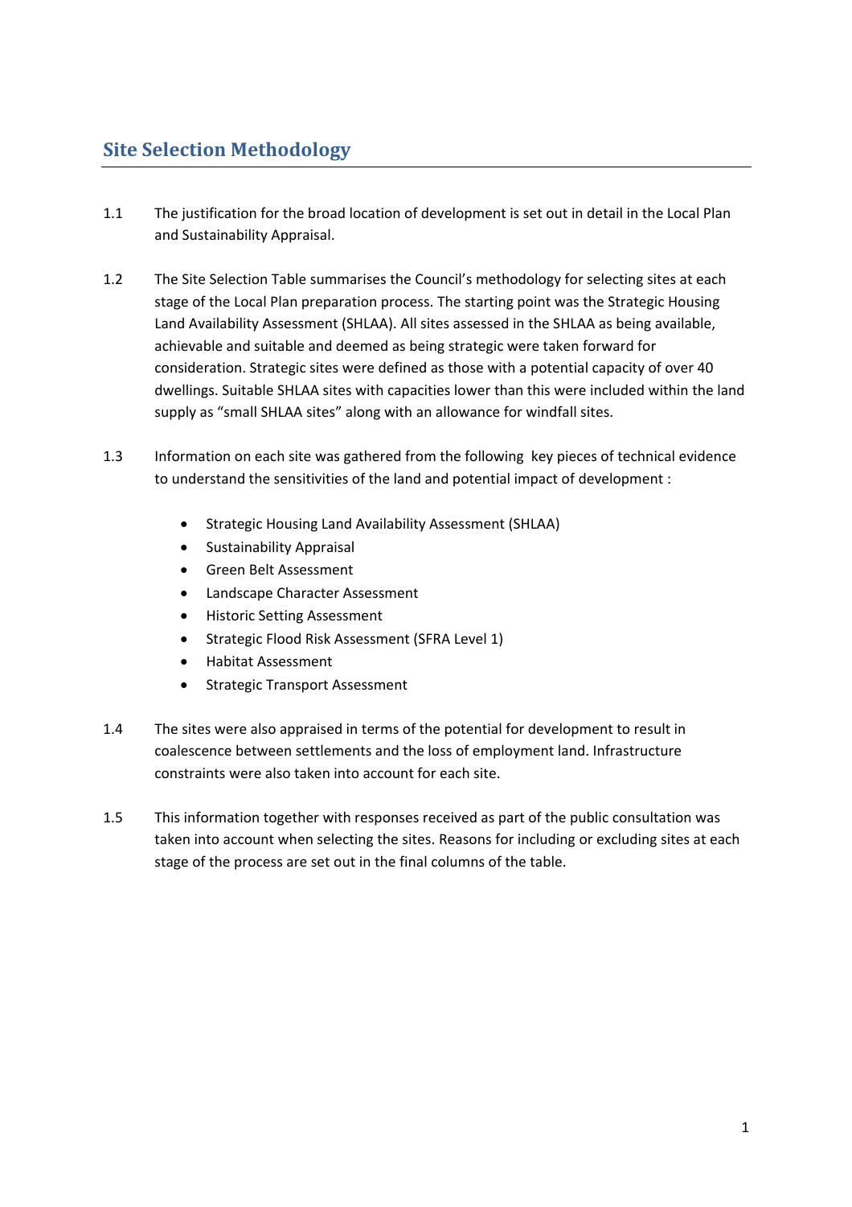## Site Selection Methodology

1.1 The justification for the broad location of development is set out in detail in the Local Plan and Sustainability Appraisal.

1.2 The Site Selection Table summarises the Council's methodology for selecting sites at each stage of the Local Plan preparation process. The starting point was the Strategic Housing Land Availability Assessment (SHLAA). All sites assessed in the SHLAA as being available, achievable and suitable and deemed as being strategic were taken forward for consideration. Strategic sites were defined as those with a potential capacity of over 40 dwellings. Suitable SHLAA sites with capacities lower than this were included within the land supply as "small SHLAA sites" along with an allowance for windfall sites.

1.3 Information on each site was gathered from the following key pieces of technical evidence to understand the sensitivities of the land and potential impact of development :

- Strategic Housing Land Availability Assessment (SHLAA)
- Sustainability Appraisal
- Green Belt Assessment
- Landscape Character Assessment
- Historic Setting Assessment
- Strategic Flood Risk Assessment (SFRA Level 1)
- Habitat Assessment
- Strategic Transport Assessment

1.4 The sites were also appraised in terms of the potential for development to result in coalescence between settlements and the loss of employment land. Infrastructure constraints were also taken into account for each site.

1.5 This information together with responses received as part of the public consultation was taken into account when selecting the sites. Reasons for including or excluding sites at each stage of the process are set out in the final columns of the table.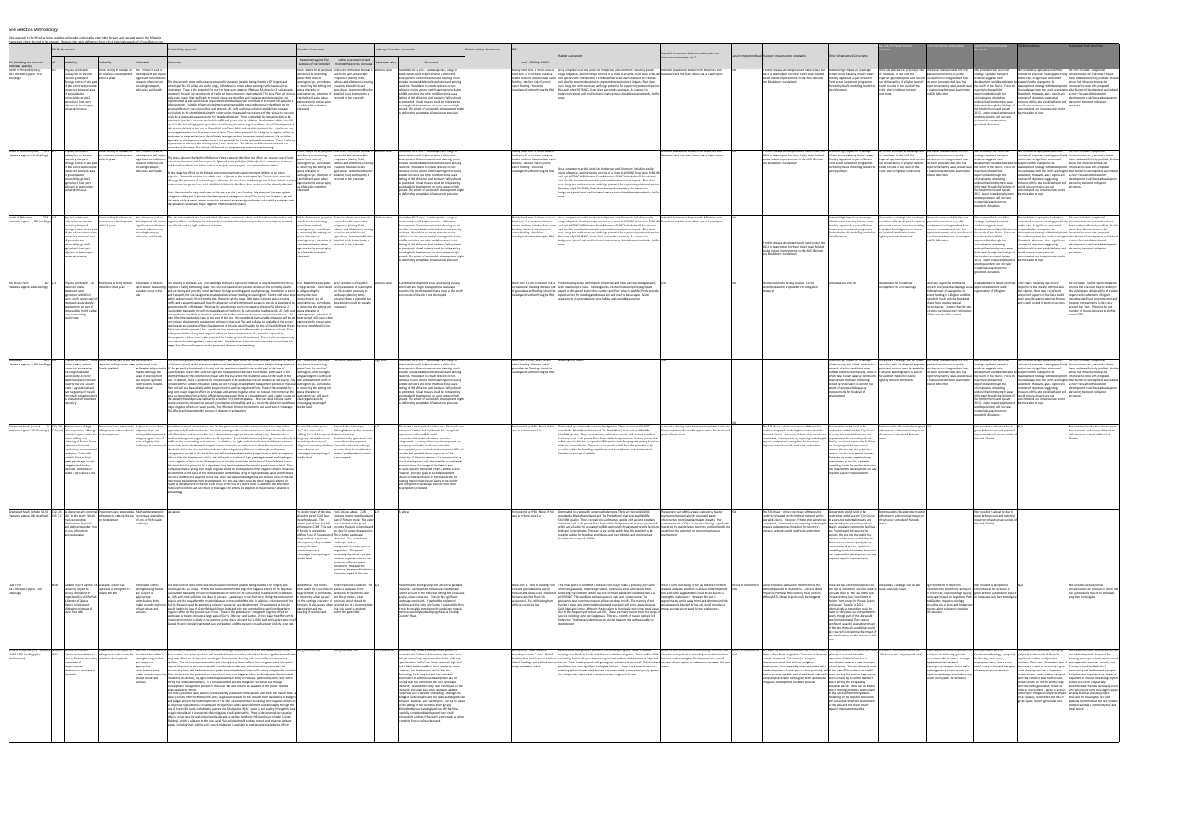Site Selection Methodology